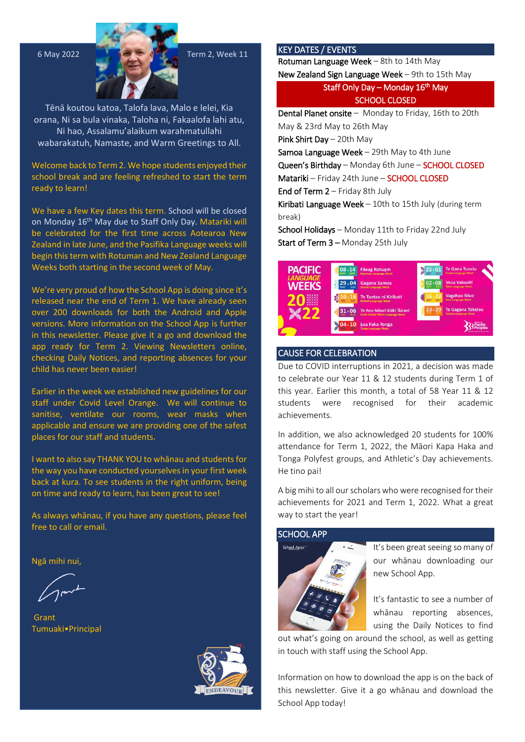6 May 2022

Term 2, Week 11

Tēnā koutou katoa, Talofa lava, Malo e lelei, Kia orana, Ni sa bula vinaka, Taloha ni, Fakaalofa lahi atu, Ni hao, Assalamu'alaikum warahmatullahi wabarakatuh, Namaste, and Warm Greetings to All.

Welcome back to Term 2. We hope students enjoyed their school break and are feeling refreshed to start the term ready to learn!

We have a few Key dates this term. School will be closed on Monday 16th May due to Staff Only Day. Matariki will be celebrated for the first time across Aotearoa New Zealand in late June, and the Pasifika Language weeks will begin this term with Rotuman and New Zealand Language Weeks both starting in the second week of May.

We're very proud of how the School App is doing since it's released near the end of Term 1. We have already seen over 200 downloads for both the Android and Apple versions. More information on the School App is further in this newsletter. Please give it a go and download the app ready for Term 2. Viewing Newsletters online, checking Daily Notices, and reporting absences for your child has never been easier!

Earlier in the week we established new guidelines for our staff under Covid Level Orange. We will continue to sanitise, ventilate our rooms, wear masks when applicable and ensure we are providing one of the safest places for our staff and students.

I want to also say THANK YOU to whānau and students for the way you have conducted yourselves in your first week back at kura. To see students in the right uniform, being on time and ready to learn, has been great to see!

As always whānau, if you have any questions, please feel free to call or email.

Ngā mihi nui,

Grant
Tumuaki•Principal

## KEY DATES / EVENTS

- **Rotuman Language Week** – 8th to 14th May
- **New Zealand Sign Language Week** – 9th to 15th May
- **Staff Only Day – Monday 16th May — SCHOOL CLOSED**
- **Dental Planet onsite** – Monday to Friday, 16th to 20th May & 23rd May to 26th May
- **Pink Shirt Day** – 20th May
- **Samoa Language Week** – 29th May to 4th June
- **Queen's Birthday** – Monday 6th June – SCHOOL CLOSED
- **Matariki** – Friday 24th June – SCHOOL CLOSED
- **End of Term 2** – Friday 8th July
- **Kiribati Language Week** – 10th to 15th July (during term break)
- **School Holidays** – Monday 11th to Friday 22nd July
- **Start of Term 3** – Monday 25th July

## CAUSE FOR CELEBRATION

Due to COVID interruptions in 2021, a decision was made to celebrate our Year 11 & 12 students during Term 1 of this year. Earlier this month, a total of 58 Year 11 & 12 students were recognised for their academic achievements.

In addition, we also acknowledged 20 students for 100% attendance for Term 1, 2022, the Māori Kapa Haka and Tonga Polyfest groups, and Athletic's Day achievements. He tino pai!

A big mihi to all our scholars who were recognised for their achievements for 2021 and Term 1, 2022. What a great way to start the year!

## SCHOOL APP

It's been great seeing so many of our whānau downloading our new School App.

It's fantastic to see a number of whānau reporting absences, using the Daily Notices to find out what's going on around the school, as well as getting in touch with staff using the School App.

Information on how to download the app is on the back of this newsletter. Give it a go whānau and download the School App today!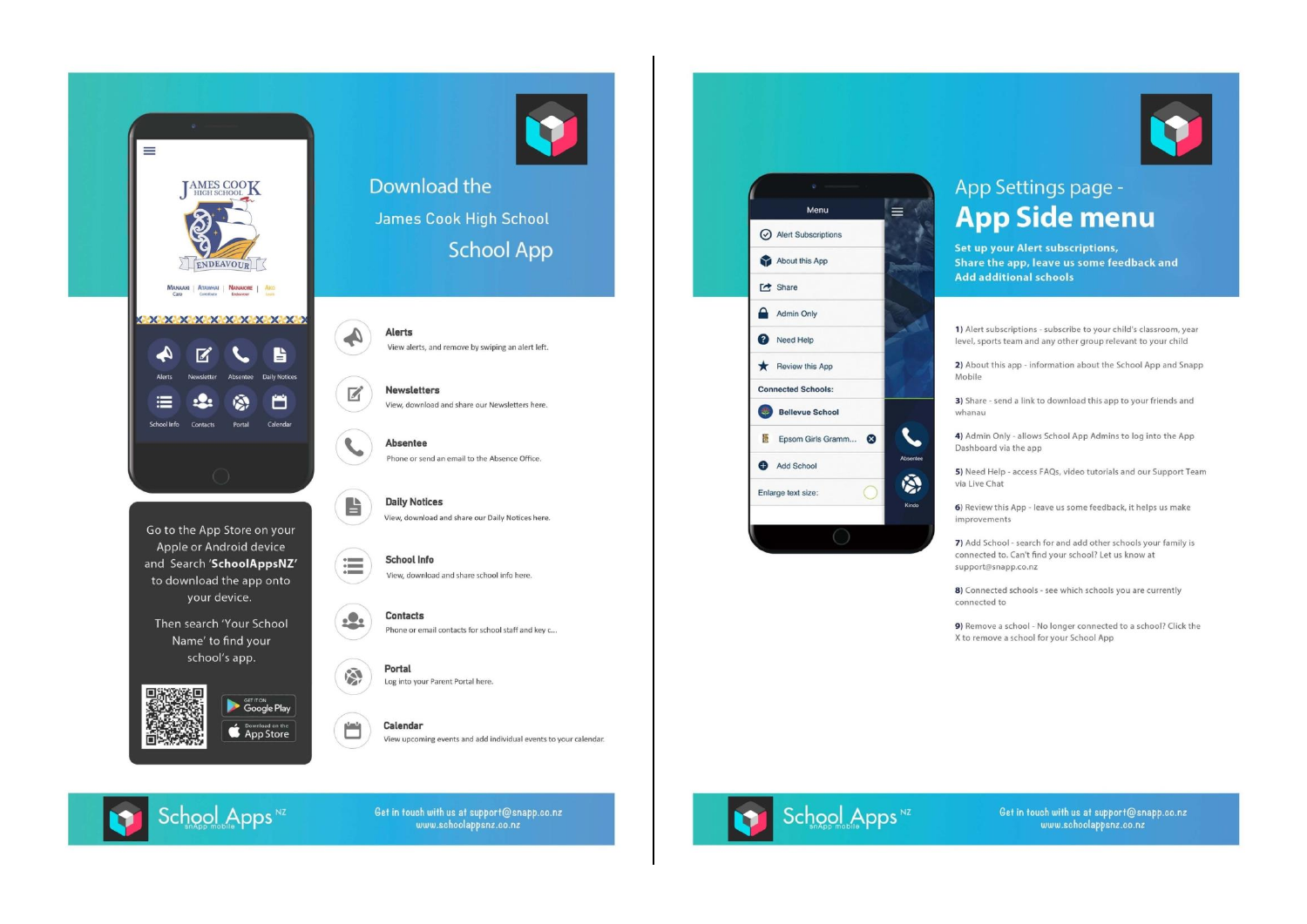# Download the James Cook High School School App

**Alerts**
View alerts, and remove by swiping an alert left.

**Newsletters**
View, download and share our Newsletters here.

**Absentee**
Phone or send an email to the Absence Office.

**Daily Notices**
View, download and share our Daily Notices here.

**School Info**
View, download and share school info here.

**Contacts**
Phone or email contacts for school staff and key c...

**Portal**
Log into your Parent Portal here.

**Calendar**
View upcoming events and add individual events to your calendar.

Go to the App Store on your Apple or Android device and Search '**SchoolAppsNZ**' to download the app onto your device.

Then search 'Your School Name' to find your school's app.

School Apps NZ — Get in touch with us at support@snapp.co.nz www.schoolappsnz.co.nz

# App Settings page - App Side menu

**Set up your Alert subscriptions, Share the app, leave us some feedback and Add additional schools**

**1)** Alert subscriptions - subscribe to your child's classroom, year level, sports team and any other group relevant to your child

**2)** About this app - information about the School App and Snapp Mobile

**3)** Share - send a link to download this app to your friends and whanau

**4)** Admin Only - allows School App Admins to log into the App Dashboard via the app

**5)** Need Help - access FAQs, video tutorials and our Support Team via Live Chat

**6)** Review this App - leave us some feedback, it helps us make improvements

**7)** Add School - search for and add other schools your family is connected to. Can't find your school? Let us know at support@snapp.co.nz

**8)** Connected schools - see which schools you are currently connected to

**9)** Remove a school - No longer connected to a school? Click the X to remove a school for your School App

School Apps NZ — Get in touch with us at support@snapp.co.nz www.schoolappsnz.co.nz